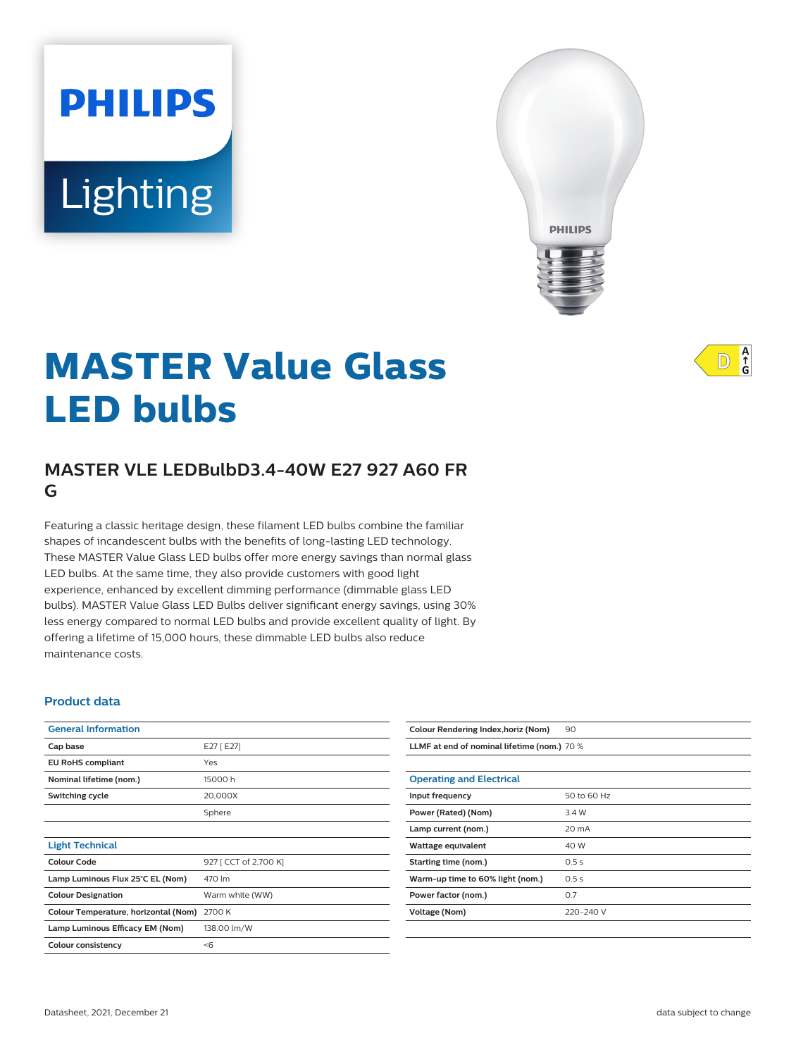PHILIPS

Lighting

# MASTER Value Glass LED bulbs

D A↑G

## MASTER VLE LEDBulbD3.4-40W E27 927 A60 FR G

Featuring a classic heritage design, these filament LED bulbs combine the familiar shapes of incandescent bulbs with the benefits of long-lasting LED technology. These MASTER Value Glass LED bulbs offer more energy savings than normal glass LED bulbs. At the same time, they also provide customers with good light experience, enhanced by excellent dimming performance (dimmable glass LED bulbs). MASTER Value Glass LED Bulbs deliver significant energy savings, using 30% less energy compared to normal LED bulbs and provide excellent quality of light. By offering a lifetime of 15,000 hours, these dimmable LED bulbs also reduce maintenance costs.

### Product data

| General Information | |
|---|---|
| Cap base | E27 [ E27] |
| EU RoHS compliant | Yes |
| Nominal lifetime (nom.) | 15000 h |
| Switching cycle | 20,000X |
| | Sphere |

| Light Technical | |
|---|---|
| Colour Code | 927 [ CCT of 2,700 K] |
| Lamp Luminous Flux 25°C EL (Nom) | 470 lm |
| Colour Designation | Warm white (WW) |
| Colour Temperature, horizontal (Nom) | 2700 K |
| Lamp Luminous Efficacy EM (Nom) | 138.00 lm/W |
| Colour consistency | <6 |
| Colour Rendering Index,horiz (Nom) | 90 |
| LLMF at end of nominal lifetime (nom.) | 70 % |

| Operating and Electrical | |
|---|---|
| Input frequency | 50 to 60 Hz |
| Power (Rated) (Nom) | 3.4 W |
| Lamp current (nom.) | 20 mA |
| Wattage equivalent | 40 W |
| Starting time (nom.) | 0.5 s |
| Warm-up time to 60% light (nom.) | 0.5 s |
| Power factor (nom.) | 0.7 |
| Voltage (Nom) | 220-240 V |

Datasheet, 2021, December 21 data subject to change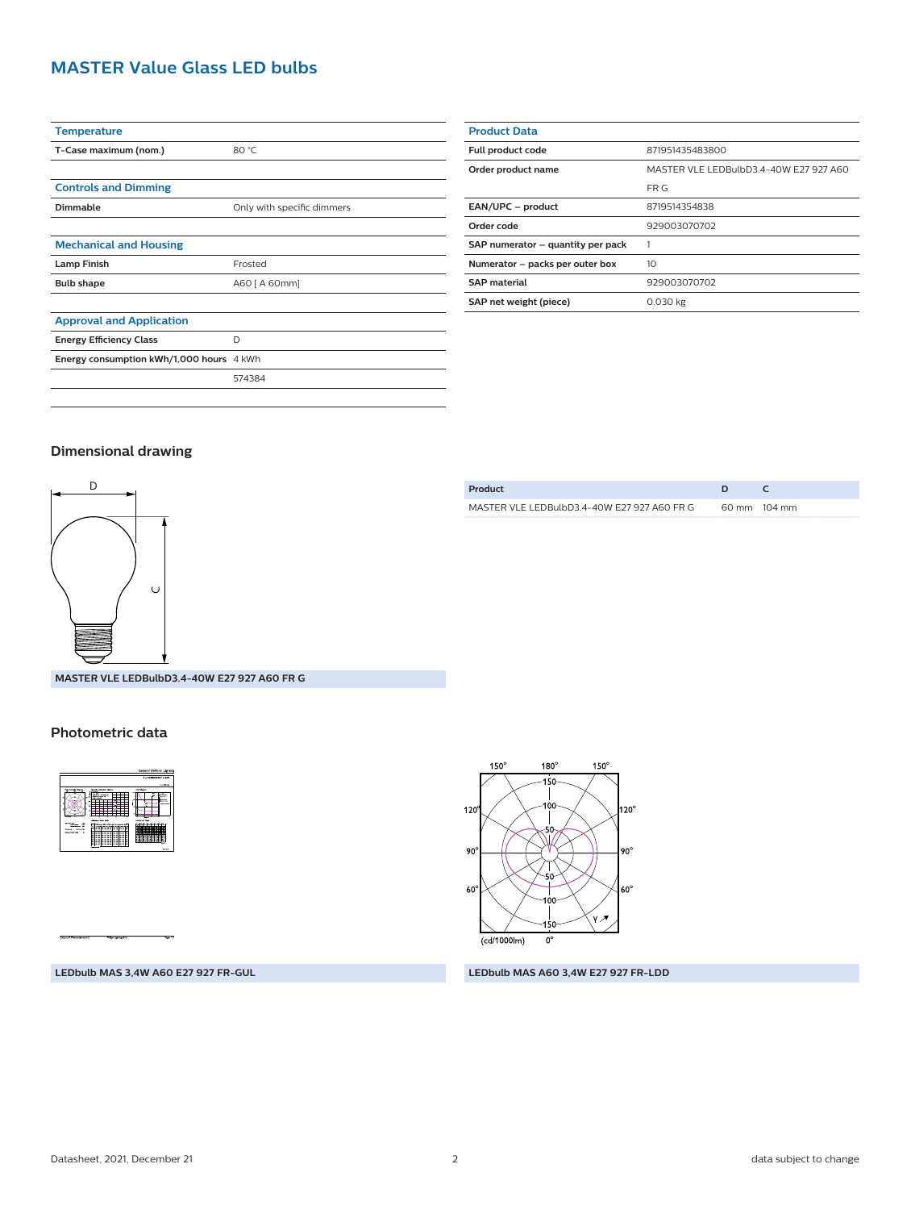# MASTER Value Glass LED bulbs

| Temperature | |
|---|---|
| T-Case maximum (nom.) | 80 °C |

| Controls and Dimming | |
|---|---|
| Dimmable | Only with specific dimmers |

| Mechanical and Housing | |
|---|---|
| Lamp Finish | Frosted |
| Bulb shape | A60 [ A 60mm] |

| Approval and Application | |
|---|---|
| Energy Efficiency Class | D |
| Energy consumption kWh/1,000 hours | 4 kWh |
| | 574384 |

| Product Data | |
|---|---|
| Full product code | 871951435483800 |
| Order product name | MASTER VLE LEDBulbD3.4-40W E27 927 A60 FR G |
| EAN/UPC – product | 8719514354838 |
| Order code | 929003070702 |
| SAP numerator – quantity per pack | 1 |
| Numerator – packs per outer box | 10 |
| SAP material | 929003070702 |
| SAP net weight (piece) | 0.030 kg |

## Dimensional drawing

MASTER VLE LEDBulbD3.4-40W E27 927 A60 FR G

| Product | D | C |
|---|---|---|
| MASTER VLE LEDBulbD3.4-40W E27 927 A60 FR G | 60 mm | 104 mm |

## Photometric data

LEDbulb MAS 3,4W A60 E27 927 FR-GUL

LEDbulb MAS A60 3,4W E27 927 FR-LDD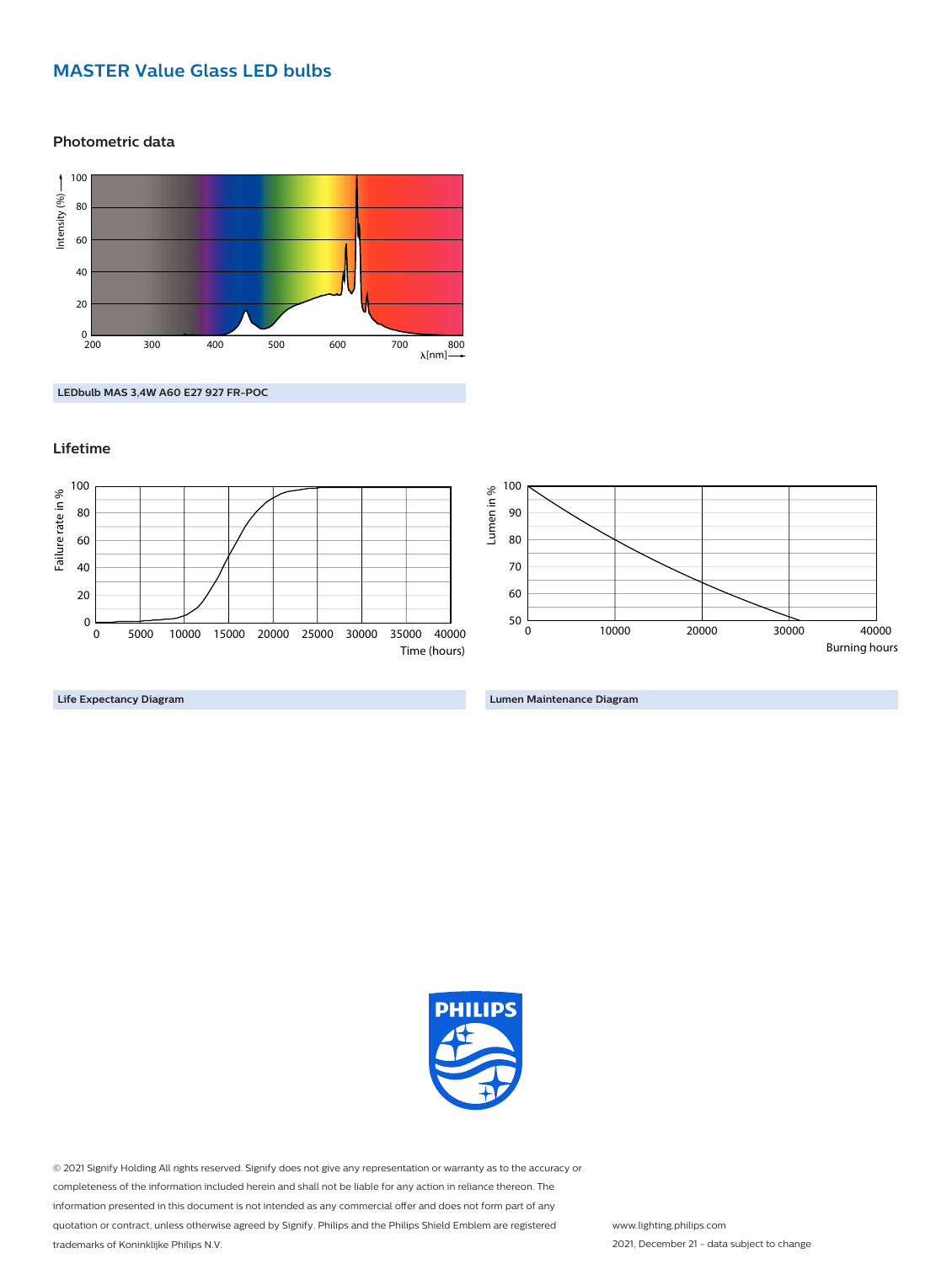## MASTER Value Glass LED bulbs

### Photometric data

Intensity (%)
100
80
60
40
20
0
200
300
400
500
600
700
800
λ[nm]

**LEDbulb MAS 3,4W A60 E27 927 FR-POC**

### Lifetime

Failure rate in %
100
80
60
40
20
0
0
5000
10000
15000
20000
25000
30000
35000
40000
Time (hours)

**Life Expectancy Diagram**

Lumen in %
100
90
80
70
60
50
0
10000
20000
30000
40000
Burning hours

**Lumen Maintenance Diagram**

© 2021 Signify Holding All rights reserved. Signify does not give any representation or warranty as to the accuracy or completeness of the information included herein and shall not be liable for any action in reliance thereon. The information presented in this document is not intended as any commercial offer and does not form part of any quotation or contract, unless otherwise agreed by Signify. Philips and the Philips Shield Emblem are registered trademarks of Koninklijke Philips N.V.

www.lighting.philips.com
2021, December 21 - data subject to change